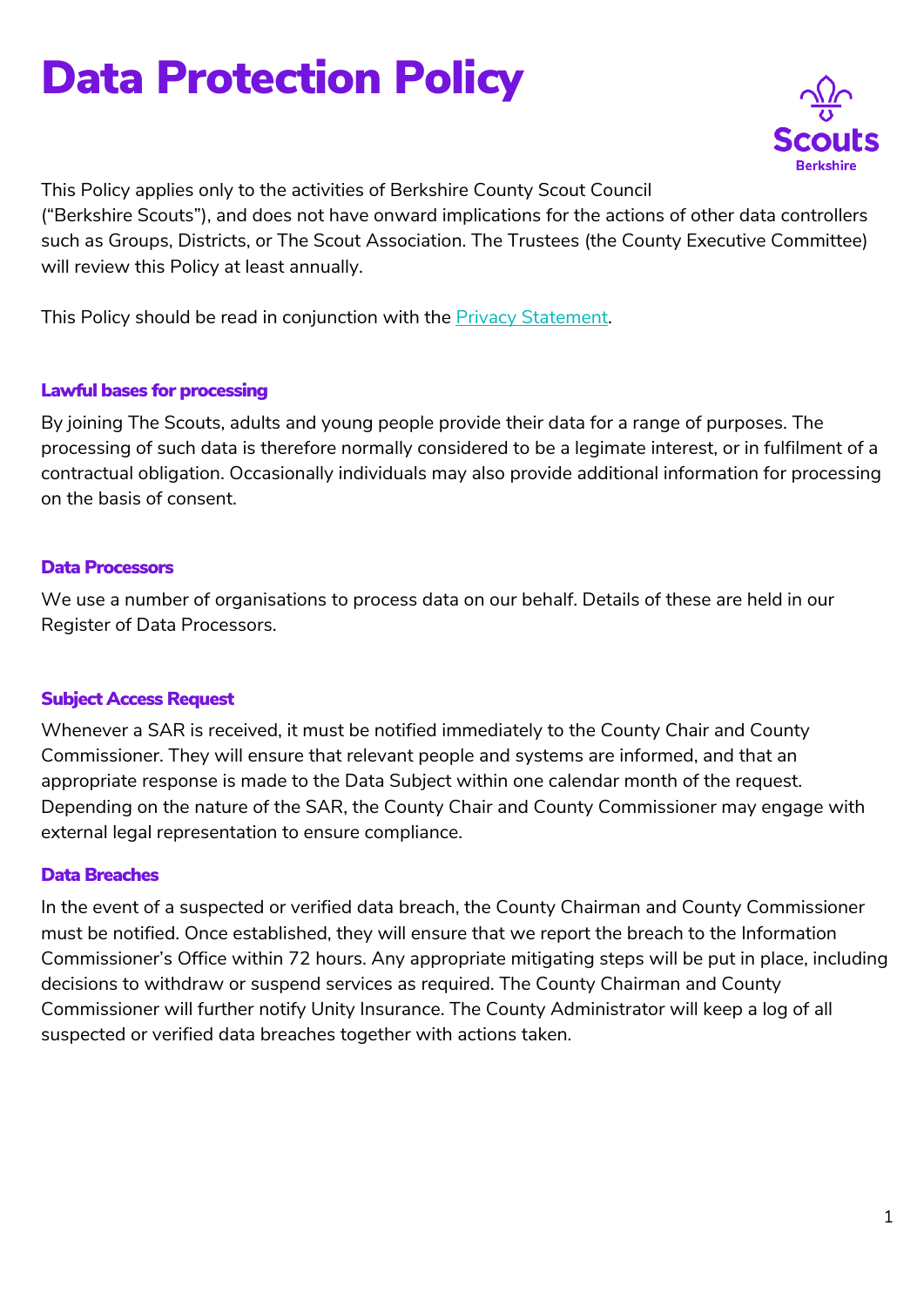# Data Protection Policy

This Policy applies only to the activities of Berkshire County Scout Council ("Berkshire Scouts"), and does not have onward implications for the actions of other data controllers such as Groups, Districts, or The Scout Association. The Trustees (the County Executive Committee) will review this Policy at least annually.

This Policy should be read in conjunction with the Privacy Statement.

### Lawful bases for processing

By joining The Scouts, adults and young people provide their data for a range of purposes. The processing of such data is therefore normally considered to be a legimate interest, or in fulfilment of a contractual obligation. Occasionally individuals may also provide additional information for processing on the basis of consent.

### Data Processors

We use a number of organisations to process data on our behalf. Details of these are held in our Register of Data Processors.

### Subject Access Request

Whenever a SAR is received, it must be notified immediately to the County Chair and County Commissioner. They will ensure that relevant people and systems are informed, and that an appropriate response is made to the Data Subject within one calendar month of the request. Depending on the nature of the SAR, the County Chair and County Commissioner may engage with external legal representation to ensure compliance.

### Data Breaches

In the event of a suspected or verified data breach, the County Chairman and County Commissioner must be notified. Once established, they will ensure that we report the breach to the Information Commissioner's Office within 72 hours. Any appropriate mitigating steps will be put in place, including decisions to withdraw or suspend services as required. The County Chairman and County Commissioner will further notify Unity Insurance. The County Administrator will keep a log of all suspected or verified data breaches together with actions taken.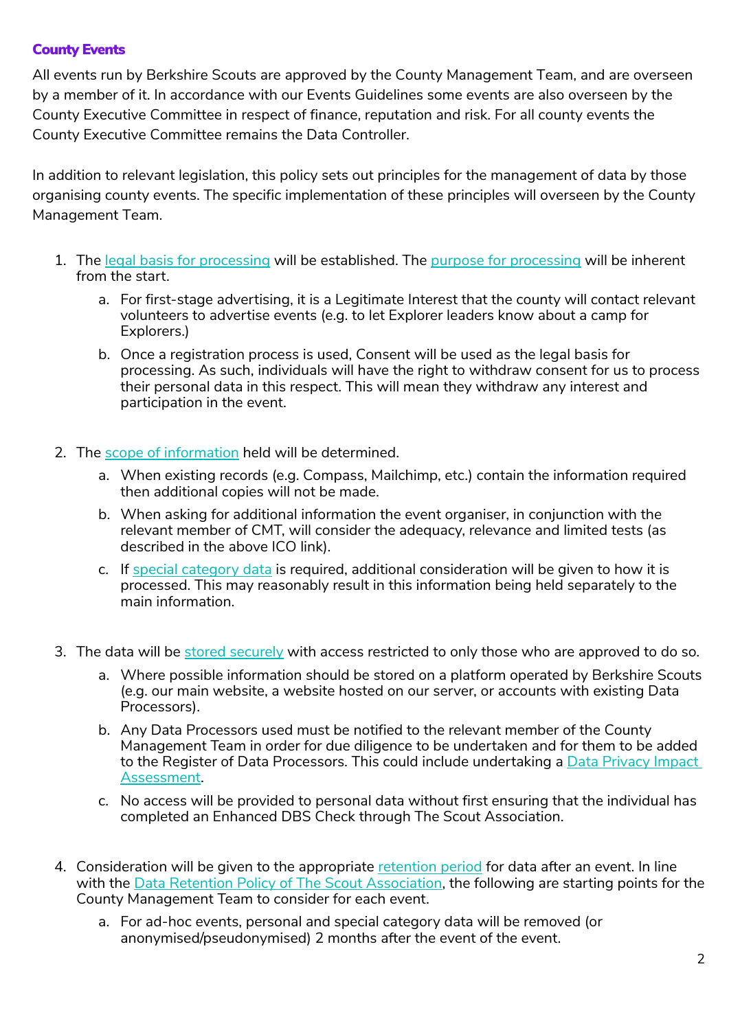### County Events

All events run by Berkshire Scouts are approved by the County Management Team, and are overseen by a member of it. In accordance with our Events Guidelines some events are also overseen by the County Executive Committee in respect of finance, reputation and risk. For all county events the County Executive Committee remains the Data Controller.

In addition to relevant legislation, this policy sets out principles for the management of data by those organising county events. The specific implementation of these principles will overseen by the County Management Team.

1. The legal basis for processing will be established. The purpose for processing will be inherent from the start.
   a. For first-stage advertising, it is a Legitimate Interest that the county will contact relevant volunteers to advertise events (e.g. to let Explorer leaders know about a camp for Explorers.)
   b. Once a registration process is used, Consent will be used as the legal basis for processing. As such, individuals will have the right to withdraw consent for us to process their personal data in this respect. This will mean they withdraw any interest and participation in the event.

2. The scope of information held will be determined.
   a. When existing records (e.g. Compass, Mailchimp, etc.) contain the information required then additional copies will not be made.
   b. When asking for additional information the event organiser, in conjunction with the relevant member of CMT, will consider the adequacy, relevance and limited tests (as described in the above ICO link).
   c. If special category data is required, additional consideration will be given to how it is processed. This may reasonably result in this information being held separately to the main information.

3. The data will be stored securely with access restricted to only those who are approved to do so.
   a. Where possible information should be stored on a platform operated by Berkshire Scouts (e.g. our main website, a website hosted on our server, or accounts with existing Data Processors).
   b. Any Data Processors used must be notified to the relevant member of the County Management Team in order for due diligence to be undertaken and for them to be added to the Register of Data Processors. This could include undertaking a Data Privacy Impact Assessment.
   c. No access will be provided to personal data without first ensuring that the individual has completed an Enhanced DBS Check through The Scout Association.

4. Consideration will be given to the appropriate retention period for data after an event. In line with the Data Retention Policy of The Scout Association, the following are starting points for the County Management Team to consider for each event.
   a. For ad-hoc events, personal and special category data will be removed (or anonymised/pseudonymised) 2 months after the event of the event.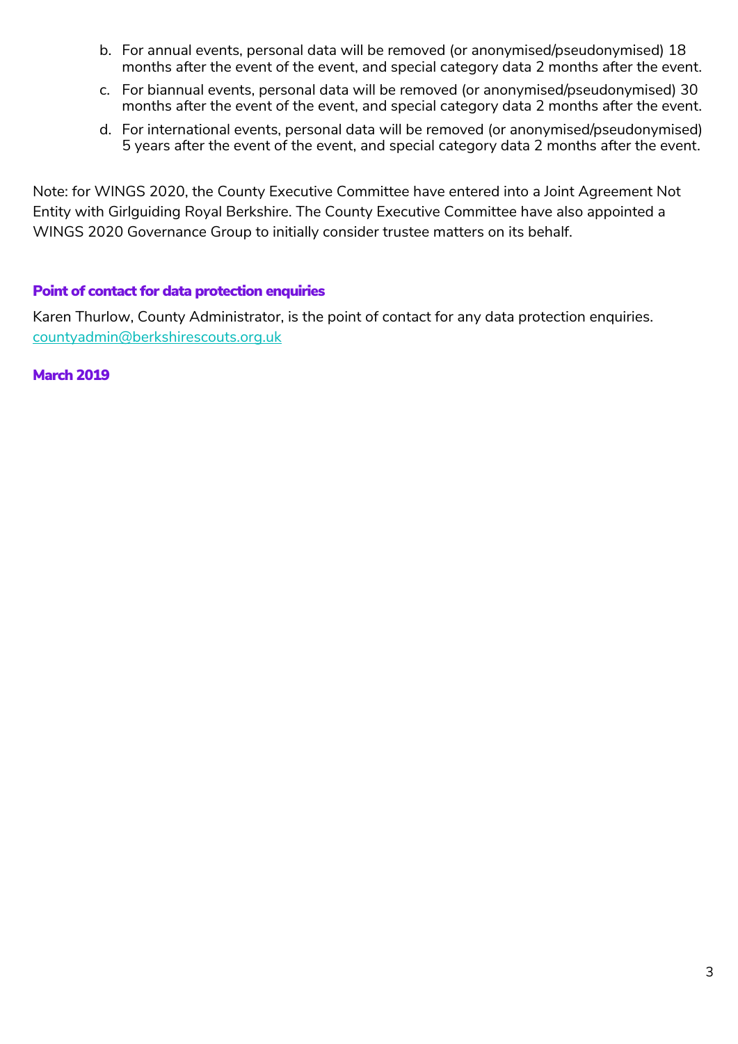b. For annual events, personal data will be removed (or anonymised/pseudonymised) 18 months after the event of the event, and special category data 2 months after the event.
c. For biannual events, personal data will be removed (or anonymised/pseudonymised) 30 months after the event of the event, and special category data 2 months after the event.
d. For international events, personal data will be removed (or anonymised/pseudonymised) 5 years after the event of the event, and special category data 2 months after the event.

Note: for WINGS 2020, the County Executive Committee have entered into a Joint Agreement Not Entity with Girlguiding Royal Berkshire. The County Executive Committee have also appointed a WINGS 2020 Governance Group to initially consider trustee matters on its behalf.

## Point of contact for data protection enquiries

Karen Thurlow, County Administrator, is the point of contact for any data protection enquiries.
[countyadmin@berkshirescouts.org.uk](mailto:countyadmin@berkshirescouts.org.uk)

**March 2019**